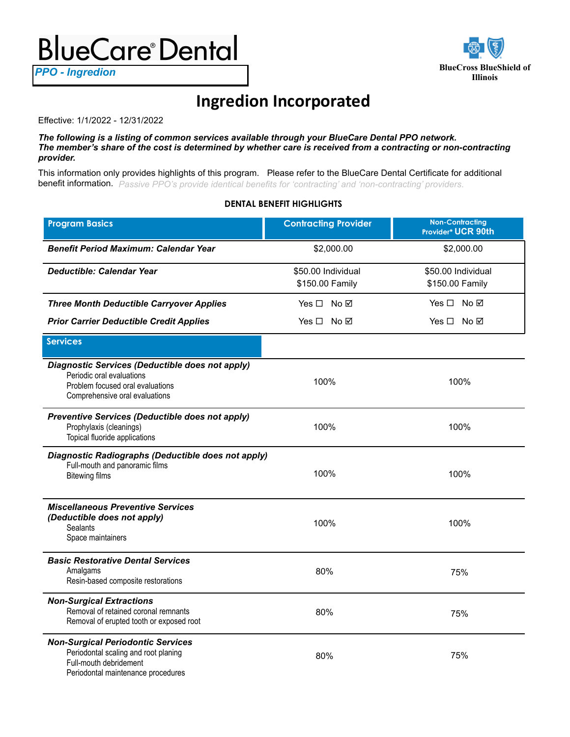# BlueCare® Dental

**PPO - Ingredion**

BlueCross BlueShield of Illinois

## Ingredion Incorporated

Effective: 1/1/2022 - 12/31/2022

***The following is a listing of common services available through your BlueCare Dental PPO network. The member's share of the cost is determined by whether care is received from a contracting or non-contracting provider.***

This information only provides highlights of this program. Please refer to the BlueCare Dental Certificate for additional benefit information. *Passive PPO's provide identical benefits for 'contracting' and 'non-contracting' providers.*

**DENTAL BENEFIT HIGHLIGHTS**

| Program Basics | Contracting Provider | Non-Contracting Provider* UCR 90th |
|---|---|---|
| ***Benefit Period Maximum: Calendar Year*** | $2,000.00 | $2,000.00 |
| ***Deductible: Calendar Year*** | $50.00 Individual<br>$150.00 Family | $50.00 Individual<br>$150.00 Family |
| ***Three Month Deductible Carryover Applies*** | Yes ☐ No ☑ | Yes ☐ No ☑ |
| ***Prior Carrier Deductible Credit Applies*** | Yes ☐ No ☑ | Yes ☐ No ☑ |
| **Services** | | |
| ***Diagnostic Services (Deductible does not apply)***<br>Periodic oral evaluations<br>Problem focused oral evaluations<br>Comprehensive oral evaluations | 100% | 100% |
| ***Preventive Services (Deductible does not apply)***<br>Prophylaxis (cleanings)<br>Topical fluoride applications | 100% | 100% |
| ***Diagnostic Radiographs (Deductible does not apply)***<br>Full-mouth and panoramic films<br>Bitewing films | 100% | 100% |
| ***Miscellaneous Preventive Services (Deductible does not apply)***<br>Sealants<br>Space maintainers | 100% | 100% |
| ***Basic Restorative Dental Services***<br>Amalgams<br>Resin-based composite restorations | 80% | 75% |
| ***Non-Surgical Extractions***<br>Removal of retained coronal remnants<br>Removal of erupted tooth or exposed root | 80% | 75% |
| ***Non-Surgical Periodontic Services***<br>Periodontal scaling and root planing<br>Full-mouth debridement<br>Periodontal maintenance procedures | 80% | 75% |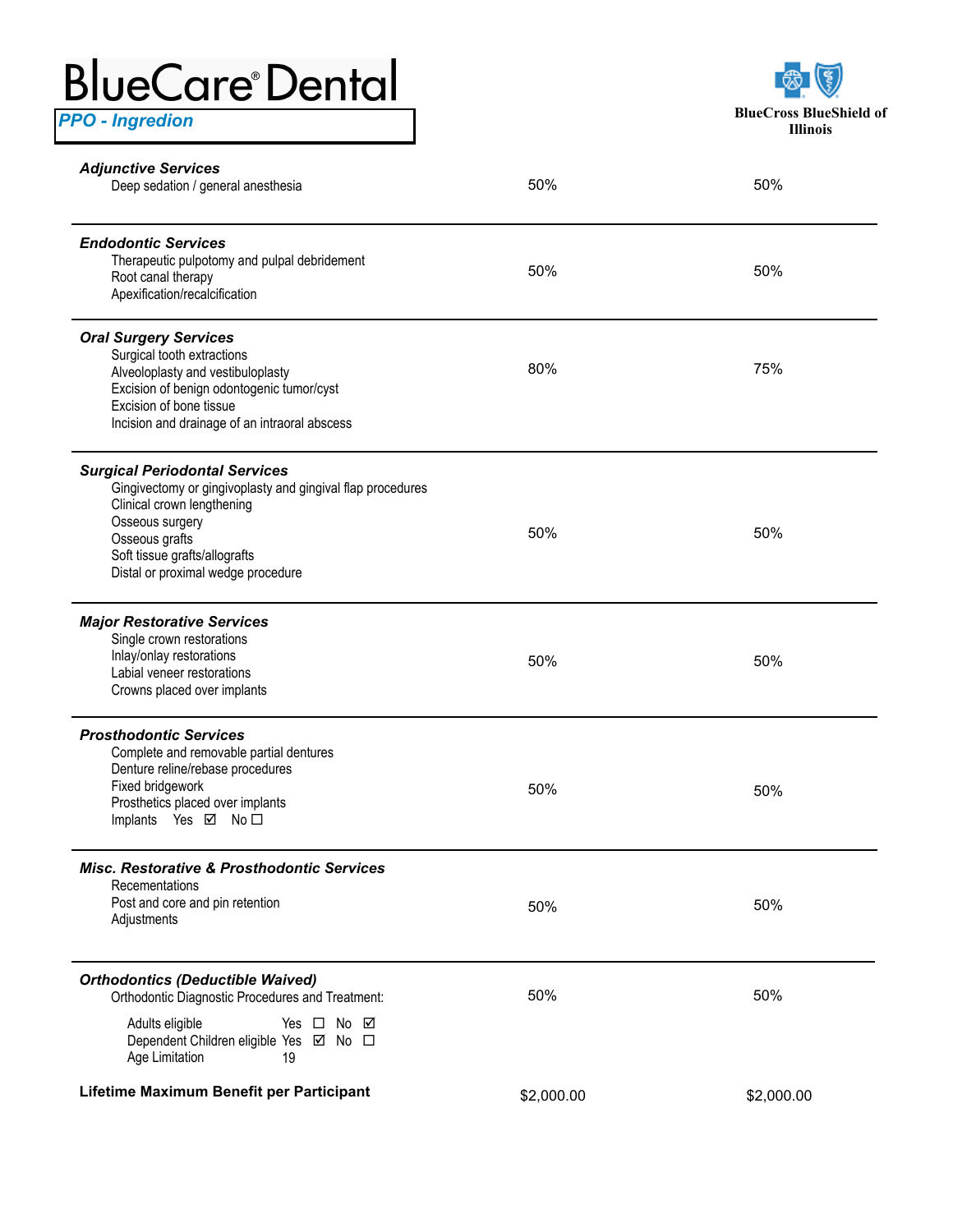# BlueCare® Dental

**PPO - Ingredion**

BlueCross BlueShield of Illinois

| | | |
|---|---|---|
| ***Adjunctive Services***<br>Deep sedation / general anesthesia | 50% | 50% |
| ***Endodontic Services***<br>Therapeutic pulpotomy and pulpal debridement<br>Root canal therapy<br>Apexification/recalcification | 50% | 50% |
| ***Oral Surgery Services***<br>Surgical tooth extractions<br>Alveoloplasty and vestibuloplasty<br>Excision of benign odontogenic tumor/cyst<br>Excision of bone tissue<br>Incision and drainage of an intraoral abscess | 80% | 75% |
| ***Surgical Periodontal Services***<br>Gingivectomy or gingivoplasty and gingival flap procedures<br>Clinical crown lengthening<br>Osseous surgery<br>Osseous grafts<br>Soft tissue grafts/allografts<br>Distal or proximal wedge procedure | 50% | 50% |
| ***Major Restorative Services***<br>Single crown restorations<br>Inlay/onlay restorations<br>Labial veneer restorations<br>Crowns placed over implants | 50% | 50% |
| ***Prosthodontic Services***<br>Complete and removable partial dentures<br>Denture reline/rebase procedures<br>Fixed bridgework<br>Prosthetics placed over implants<br>Implants Yes ☑ No ☐ | 50% | 50% |
| ***Misc. Restorative & Prosthodontic Services***<br>Recementations<br>Post and core and pin retention<br>Adjustments | 50% | 50% |
| ***Orthodontics (Deductible Waived)***<br>Orthodontic Diagnostic Procedures and Treatment:<br>Adults eligible Yes ☐ No ☑<br>Dependent Children eligible Yes ☑ No ☐<br>Age Limitation 19 | 50% | 50% |
| **Lifetime Maximum Benefit per Participant** | $2,000.00 | $2,000.00 |